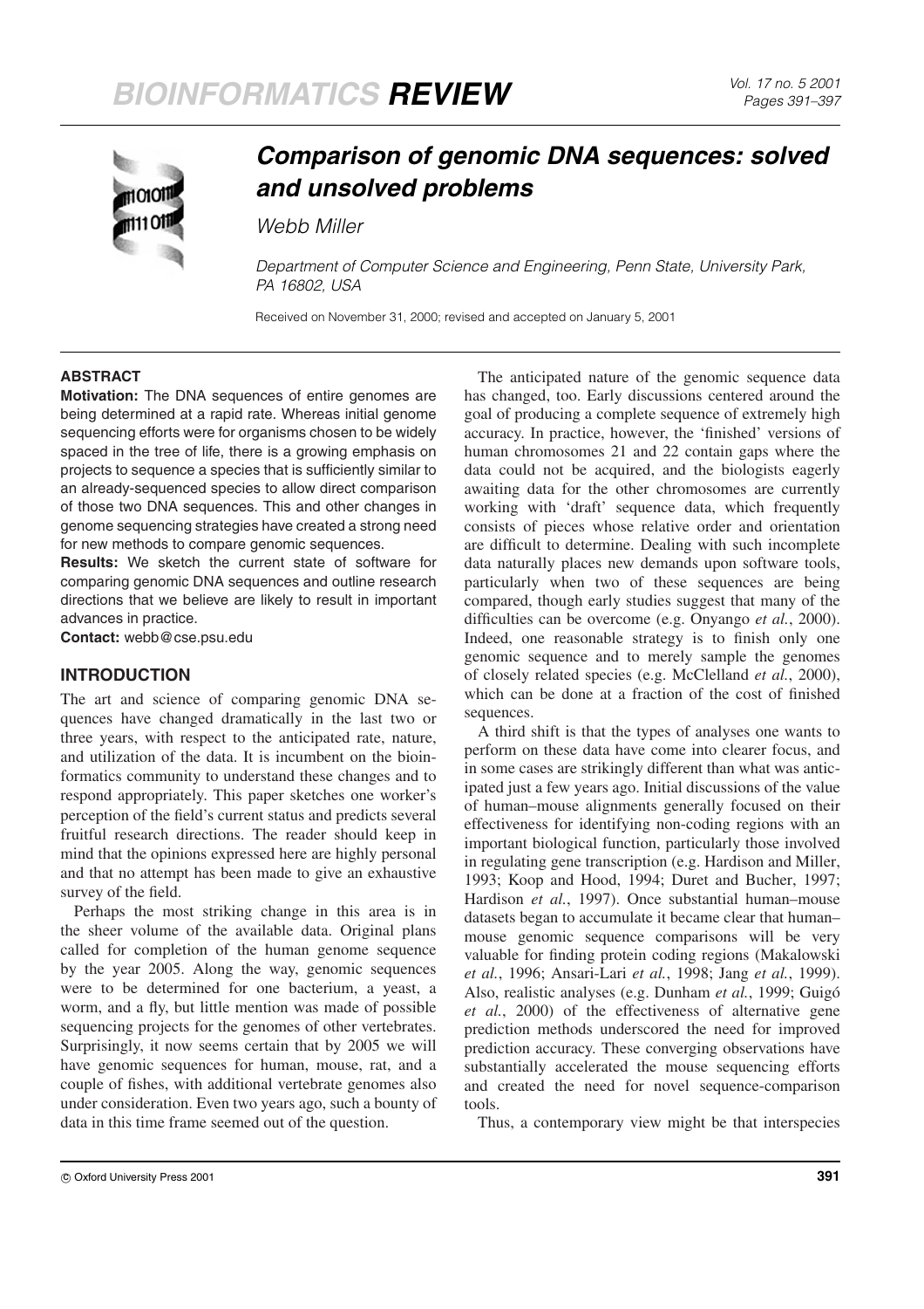# Comparison of genomic DNA sequences: solved and unsolved problems

*Webb Miller*

*Department of Computer Science and Engineering, Penn State, University Park, PA 16802, USA*

Received on November 31, 2000; revised and accepted on January 5, 2001

## ABSTRACT

**Motivation:** The DNA sequences of entire genomes are being determined at a rapid rate. Whereas initial genome sequencing efforts were for organisms chosen to be widely spaced in the tree of life, there is a growing emphasis on projects to sequence a species that is sufficiently similar to an already-sequenced species to allow direct comparison of those two DNA sequences. This and other changes in genome sequencing strategies have created a strong need for new methods to compare genomic sequences.

**Results:** We sketch the current state of software for comparing genomic DNA sequences and outline research directions that we believe are likely to result in important advances in practice.

**Contact:** webb@cse.psu.edu

## INTRODUCTION

The art and science of comparing genomic DNA sequences have changed dramatically in the last two or three years, with respect to the anticipated rate, nature, and utilization of the data. It is incumbent on the bioinformatics community to understand these changes and to respond appropriately. This paper sketches one worker's perception of the field's current status and predicts several fruitful research directions. The reader should keep in mind that the opinions expressed here are highly personal and that no attempt has been made to give an exhaustive survey of the field.

Perhaps the most striking change in this area is in the sheer volume of the available data. Original plans called for completion of the human genome sequence by the year 2005. Along the way, genomic sequences were to be determined for one bacterium, a yeast, a worm, and a fly, but little mention was made of possible sequencing projects for the genomes of other vertebrates. Surprisingly, it now seems certain that by 2005 we will have genomic sequences for human, mouse, rat, and a couple of fishes, with additional vertebrate genomes also under consideration. Even two years ago, such a bounty of data in this time frame seemed out of the question.

The anticipated nature of the genomic sequence data has changed, too. Early discussions centered around the goal of producing a complete sequence of extremely high accuracy. In practice, however, the 'finished' versions of human chromosomes 21 and 22 contain gaps where the data could not be acquired, and the biologists eagerly awaiting data for the other chromosomes are currently working with 'draft' sequence data, which frequently consists of pieces whose relative order and orientation are difficult to determine. Dealing with such incomplete data naturally places new demands upon software tools, particularly when two of these sequences are being compared, though early studies suggest that many of the difficulties can be overcome (e.g. Onyango *et al.*, 2000). Indeed, one reasonable strategy is to finish only one genomic sequence and to merely sample the genomes of closely related species (e.g. McClelland *et al.*, 2000), which can be done at a fraction of the cost of finished sequences.

A third shift is that the types of analyses one wants to perform on these data have come into clearer focus, and in some cases are strikingly different than what was anticipated just a few years ago. Initial discussions of the value of human–mouse alignments generally focused on their effectiveness for identifying non-coding regions with an important biological function, particularly those involved in regulating gene transcription (e.g. Hardison and Miller, 1993; Koop and Hood, 1994; Duret and Bucher, 1997; Hardison *et al.*, 1997). Once substantial human–mouse datasets began to accumulate it became clear that human–mouse genomic sequence comparisons will be very valuable for finding protein coding regions (Makalowski *et al.*, 1996; Ansari-Lari *et al.*, 1998; Jang *et al.*, 1999). Also, realistic analyses (e.g. Dunham *et al.*, 1999; Guigó *et al.*, 2000) of the effectiveness of alternative gene prediction methods underscored the need for improved prediction accuracy. These converging observations have substantially accelerated the mouse sequencing efforts and created the need for novel sequence-comparison tools.

Thus, a contemporary view might be that interspecies

© Oxford University Press 2001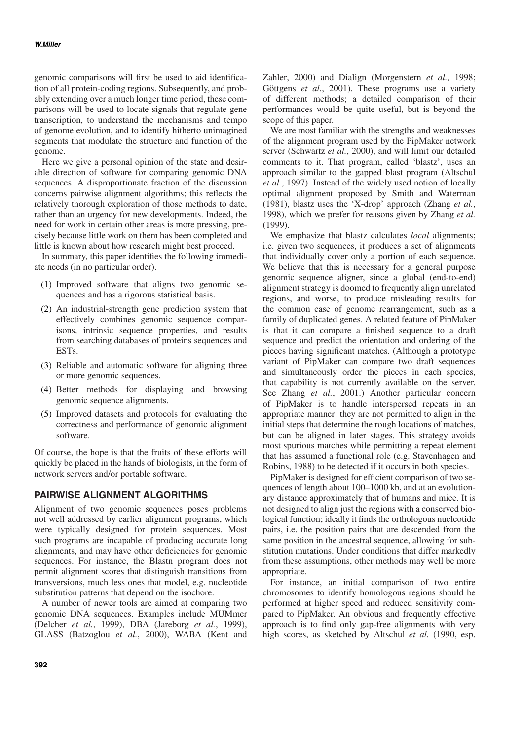genomic comparisons will first be used to aid identification of all protein-coding regions. Subsequently, and probably extending over a much longer time period, these comparisons will be used to locate signals that regulate gene transcription, to understand the mechanisms and tempo of genome evolution, and to identify hitherto unimagined segments that modulate the structure and function of the genome.

Here we give a personal opinion of the state and desirable direction of software for comparing genomic DNA sequences. A disproportionate fraction of the discussion concerns pairwise alignment algorithms; this reflects the relatively thorough exploration of those methods to date, rather than an urgency for new developments. Indeed, the need for work in certain other areas is more pressing, precisely because little work on them has been completed and little is known about how research might best proceed.

In summary, this paper identifies the following immediate needs (in no particular order).

(1) Improved software that aligns two genomic sequences and has a rigorous statistical basis.

(2) An industrial-strength gene prediction system that effectively combines genomic sequence comparisons, intrinsic sequence properties, and results from searching databases of proteins sequences and ESTs.

(3) Reliable and automatic software for aligning three or more genomic sequences.

(4) Better methods for displaying and browsing genomic sequence alignments.

(5) Improved datasets and protocols for evaluating the correctness and performance of genomic alignment software.

Of course, the hope is that the fruits of these efforts will quickly be placed in the hands of biologists, in the form of network servers and/or portable software.

## PAIRWISE ALIGNMENT ALGORITHMS

Alignment of two genomic sequences poses problems not well addressed by earlier alignment programs, which were typically designed for protein sequences. Most such programs are incapable of producing accurate long alignments, and may have other deficiencies for genomic sequences. For instance, the Blastn program does not permit alignment scores that distinguish transitions from transversions, much less ones that model, e.g. nucleotide substitution patterns that depend on the isochore.

A number of newer tools are aimed at comparing two genomic DNA sequences. Examples include MUMmer (Delcher *et al.*, 1999), DBA (Jareborg *et al.*, 1999), GLASS (Batzoglou *et al.*, 2000), WABA (Kent and Zahler, 2000) and Dialign (Morgenstern *et al.*, 1998; Göttgens *et al.*, 2001). These programs use a variety of different methods; a detailed comparison of their performances would be quite useful, but is beyond the scope of this paper.

We are most familiar with the strengths and weaknesses of the alignment program used by the PipMaker network server (Schwartz *et al.*, 2000), and will limit our detailed comments to it. That program, called 'blastz', uses an approach similar to the gapped blast program (Altschul *et al.*, 1997). Instead of the widely used notion of locally optimal alignment proposed by Smith and Waterman (1981), blastz uses the 'X-drop' approach (Zhang *et al.*, 1998), which we prefer for reasons given by Zhang *et al.* (1999).

We emphasize that blastz calculates *local* alignments; i.e. given two sequences, it produces a set of alignments that individually cover only a portion of each sequence. We believe that this is necessary for a general purpose genomic sequence aligner, since a global (end-to-end) alignment strategy is doomed to frequently align unrelated regions, and worse, to produce misleading results for the common case of genome rearrangement, such as a family of duplicated genes. A related feature of PipMaker is that it can compare a finished sequence to a draft sequence and predict the orientation and ordering of the pieces having significant matches. (Although a prototype variant of PipMaker can compare two draft sequences and simultaneously order the pieces in each species, that capability is not currently available on the server. See Zhang *et al.*, 2001.) Another particular concern of PipMaker is to handle interspersed repeats in an appropriate manner: they are not permitted to align in the initial steps that determine the rough locations of matches, but can be aligned in later stages. This strategy avoids most spurious matches while permitting a repeat element that has assumed a functional role (e.g. Stavenhagen and Robins, 1988) to be detected if it occurs in both species.

PipMaker is designed for efficient comparison of two sequences of length about 100–1000 kb, and at an evolutionary distance approximately that of humans and mice. It is not designed to align just the regions with a conserved biological function; ideally it finds the orthologous nucleotide pairs, i.e. the position pairs that are descended from the same position in the ancestral sequence, allowing for substitution mutations. Under conditions that differ markedly from these assumptions, other methods may well be more appropriate.

For instance, an initial comparison of two entire chromosomes to identify homologous regions should be performed at higher speed and reduced sensitivity compared to PipMaker. An obvious and frequently effective approach is to find only gap-free alignments with very high scores, as sketched by Altschul *et al.* (1990, esp.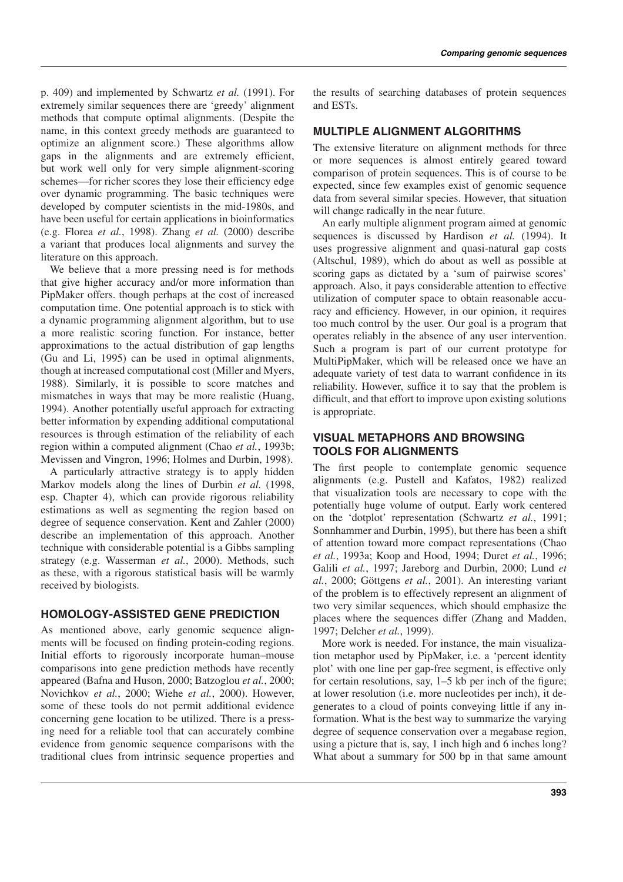p. 409) and implemented by Schwartz *et al.* (1991). For extremely similar sequences there are 'greedy' alignment methods that compute optimal alignments. (Despite the name, in this context greedy methods are guaranteed to optimize an alignment score.) These algorithms allow gaps in the alignments and are extremely efficient, but work well only for very simple alignment-scoring schemes—for richer scores they lose their efficiency edge over dynamic programming. The basic techniques were developed by computer scientists in the mid-1980s, and have been useful for certain applications in bioinformatics (e.g. Florea *et al.*, 1998). Zhang *et al.* (2000) describe a variant that produces local alignments and survey the literature on this approach.

We believe that a more pressing need is for methods that give higher accuracy and/or more information than PipMaker offers. though perhaps at the cost of increased computation time. One potential approach is to stick with a dynamic programming alignment algorithm, but to use a more realistic scoring function. For instance, better approximations to the actual distribution of gap lengths (Gu and Li, 1995) can be used in optimal alignments, though at increased computational cost (Miller and Myers, 1988). Similarly, it is possible to score matches and mismatches in ways that may be more realistic (Huang, 1994). Another potentially useful approach for extracting better information by expending additional computational resources is through estimation of the reliability of each region within a computed alignment (Chao *et al.*, 1993b; Mevissen and Vingron, 1996; Holmes and Durbin, 1998).

A particularly attractive strategy is to apply hidden Markov models along the lines of Durbin *et al.* (1998, esp. Chapter 4), which can provide rigorous reliability estimations as well as segmenting the region based on degree of sequence conservation. Kent and Zahler (2000) describe an implementation of this approach. Another technique with considerable potential is a Gibbs sampling strategy (e.g. Wasserman *et al.*, 2000). Methods, such as these, with a rigorous statistical basis will be warmly received by biologists.

## HOMOLOGY-ASSISTED GENE PREDICTION

As mentioned above, early genomic sequence alignments will be focused on finding protein-coding regions. Initial efforts to rigorously incorporate human–mouse comparisons into gene prediction methods have recently appeared (Bafna and Huson, 2000; Batzoglou *et al.*, 2000; Novichkov *et al.*, 2000; Wiehe *et al.*, 2000). However, some of these tools do not permit additional evidence concerning gene location to be utilized. There is a pressing need for a reliable tool that can accurately combine evidence from genomic sequence comparisons with the traditional clues from intrinsic sequence properties and the results of searching databases of protein sequences and ESTs.

## MULTIPLE ALIGNMENT ALGORITHMS

The extensive literature on alignment methods for three or more sequences is almost entirely geared toward comparison of protein sequences. This is of course to be expected, since few examples exist of genomic sequence data from several similar species. However, that situation will change radically in the near future.

An early multiple alignment program aimed at genomic sequences is discussed by Hardison *et al.* (1994). It uses progressive alignment and quasi-natural gap costs (Altschul, 1989), which do about as well as possible at scoring gaps as dictated by a 'sum of pairwise scores' approach. Also, it pays considerable attention to effective utilization of computer space to obtain reasonable accuracy and efficiency. However, in our opinion, it requires too much control by the user. Our goal is a program that operates reliably in the absence of any user intervention. Such a program is part of our current prototype for MultiPipMaker, which will be released once we have an adequate variety of test data to warrant confidence in its reliability. However, suffice it to say that the problem is difficult, and that effort to improve upon existing solutions is appropriate.

## VISUAL METAPHORS AND BROWSING TOOLS FOR ALIGNMENTS

The first people to contemplate genomic sequence alignments (e.g. Pustell and Kafatos, 1982) realized that visualization tools are necessary to cope with the potentially huge volume of output. Early work centered on the 'dotplot' representation (Schwartz *et al.*, 1991; Sonnhammer and Durbin, 1995), but there has been a shift of attention toward more compact representations (Chao *et al.*, 1993a; Koop and Hood, 1994; Duret *et al.*, 1996; Galili *et al.*, 1997; Jareborg and Durbin, 2000; Lund *et al.*, 2000; Göttgens *et al.*, 2001). An interesting variant of the problem is to effectively represent an alignment of two very similar sequences, which should emphasize the places where the sequences differ (Zhang and Madden, 1997; Delcher *et al.*, 1999).

More work is needed. For instance, the main visualization metaphor used by PipMaker, i.e. a 'percent identity plot' with one line per gap-free segment, is effective only for certain resolutions, say, 1–5 kb per inch of the figure; at lower resolution (i.e. more nucleotides per inch), it degenerates to a cloud of points conveying little if any information. What is the best way to summarize the varying degree of sequence conservation over a megabase region, using a picture that is, say, 1 inch high and 6 inches long? What about a summary for 500 bp in that same amount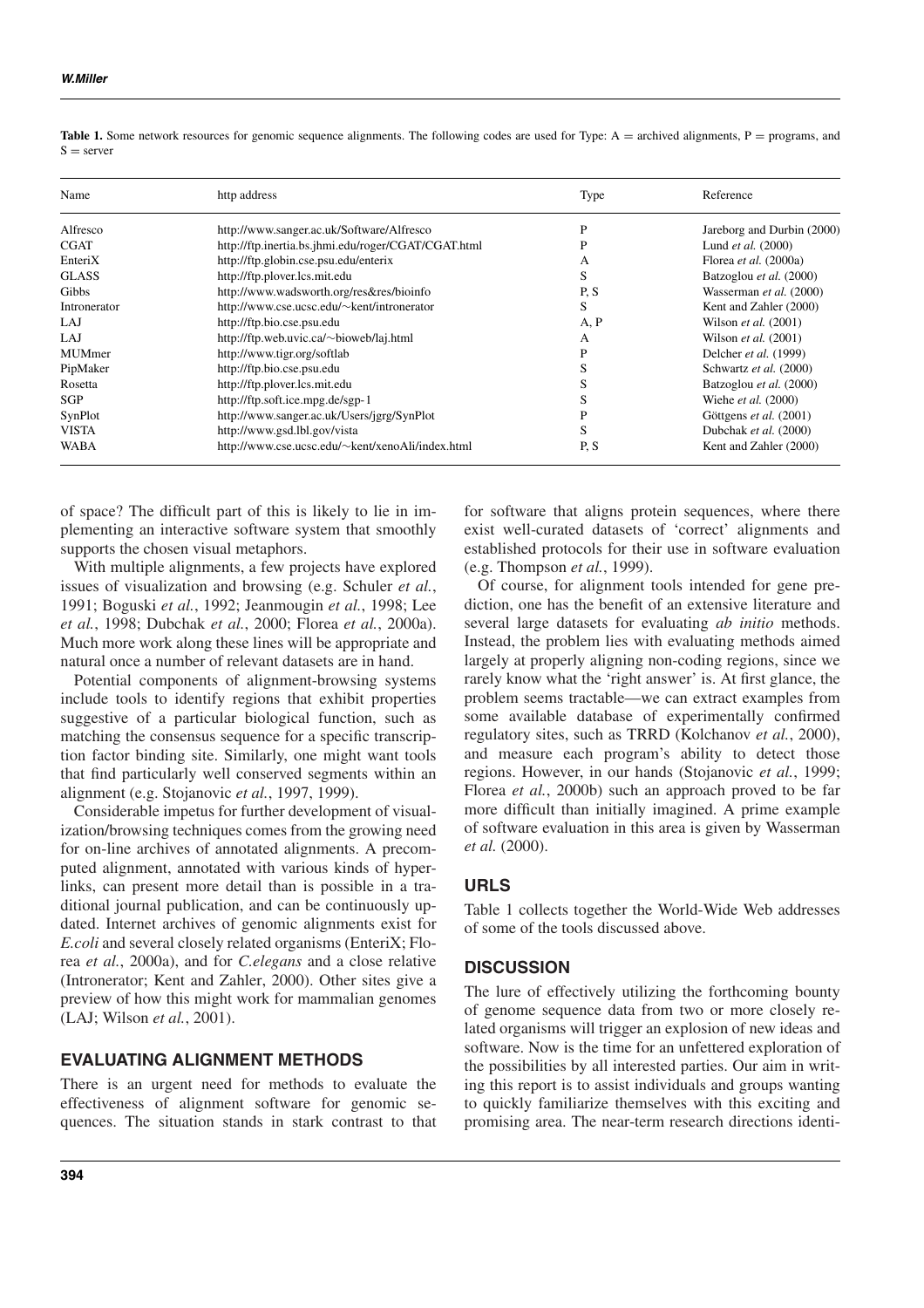**Table 1.** Some network resources for genomic sequence alignments. The following codes are used for Type: A = archived alignments, P = programs, and S = server

| Name | http address | Type | Reference |
|---|---|---|---|
| Alfresco | http://www.sanger.ac.uk/Software/Alfresco | P | Jareborg and Durbin (2000) |
| CGAT | http://ftp.inertia.bs.jhmi.edu/roger/CGAT/CGAT.html | P | Lund *et al.* (2000) |
| EnteriX | http://ftp.globin.cse.psu.edu/enterix | A | Florea *et al.* (2000a) |
| GLASS | http://ftp.plover.lcs.mit.edu | S | Batzoglou *et al.* (2000) |
| Gibbs | http://www.wadsworth.org/res&res/bioinfo | P, S | Wasserman *et al.* (2000) |
| Intronerator | http://www.cse.ucsc.edu/∼kent/intronerator | S | Kent and Zahler (2000) |
| LAJ | http://ftp.bio.cse.psu.edu | A, P | Wilson *et al.* (2001) |
| LAJ | http://ftp.web.uvic.ca/∼bioweb/laj.html | A | Wilson *et al.* (2001) |
| MUMmer | http://www.tigr.org/softlab | P | Delcher *et al.* (1999) |
| PipMaker | http://ftp.bio.cse.psu.edu | S | Schwartz *et al.* (2000) |
| Rosetta | http://ftp.plover.lcs.mit.edu | S | Batzoglou *et al.* (2000) |
| SGP | http://ftp.soft.ice.mpg.de/sgp-1 | S | Wiehe *et al.* (2000) |
| SynPlot | http://www.sanger.ac.uk/Users/jgrg/SynPlot | P | Göttgens *et al.* (2001) |
| VISTA | http://www.gsd.lbl.gov/vista | S | Dubchak *et al.* (2000) |
| WABA | http://www.cse.ucsc.edu/∼kent/xenoAli/index.html | P, S | Kent and Zahler (2000) |

of space? The difficult part of this is likely to lie in implementing an interactive software system that smoothly supports the chosen visual metaphors.

With multiple alignments, a few projects have explored issues of visualization and browsing (e.g. Schuler *et al.*, 1991; Boguski *et al.*, 1992; Jeanmougin *et al.*, 1998; Lee *et al.*, 1998; Dubchak *et al.*, 2000; Florea *et al.*, 2000a). Much more work along these lines will be appropriate and natural once a number of relevant datasets are in hand.

Potential components of alignment-browsing systems include tools to identify regions that exhibit properties suggestive of a particular biological function, such as matching the consensus sequence for a specific transcription factor binding site. Similarly, one might want tools that find particularly well conserved segments within an alignment (e.g. Stojanovic *et al.*, 1997, 1999).

Considerable impetus for further development of visualization/browsing techniques comes from the growing need for on-line archives of annotated alignments. A precomputed alignment, annotated with various kinds of hyperlinks, can present more detail than is possible in a traditional journal publication, and can be continuously updated. Internet archives of genomic alignments exist for *E.coli* and several closely related organisms (EnteriX; Florea *et al.*, 2000a), and for *C.elegans* and a close relative (Intronerator; Kent and Zahler, 2000). Other sites give a preview of how this might work for mammalian genomes (LAJ; Wilson *et al.*, 2001).

## EVALUATING ALIGNMENT METHODS

There is an urgent need for methods to evaluate the effectiveness of alignment software for genomic sequences. The situation stands in stark contrast to that for software that aligns protein sequences, where there exist well-curated datasets of 'correct' alignments and established protocols for their use in software evaluation (e.g. Thompson *et al.*, 1999).

Of course, for alignment tools intended for gene prediction, one has the benefit of an extensive literature and several large datasets for evaluating *ab initio* methods. Instead, the problem lies with evaluating methods aimed largely at properly aligning non-coding regions, since we rarely know what the 'right answer' is. At first glance, the problem seems tractable—we can extract examples from some available database of experimentally confirmed regulatory sites, such as TRRD (Kolchanov *et al.*, 2000), and measure each program's ability to detect those regions. However, in our hands (Stojanovic *et al.*, 1999; Florea *et al.*, 2000b) such an approach proved to be far more difficult than initially imagined. A prime example of software evaluation in this area is given by Wasserman *et al.* (2000).

## URLS

Table 1 collects together the World-Wide Web addresses of some of the tools discussed above.

## DISCUSSION

The lure of effectively utilizing the forthcoming bounty of genome sequence data from two or more closely related organisms will trigger an explosion of new ideas and software. Now is the time for an unfettered exploration of the possibilities by all interested parties. Our aim in writing this report is to assist individuals and groups wanting to quickly familiarize themselves with this exciting and promising area. The near-term research directions identi-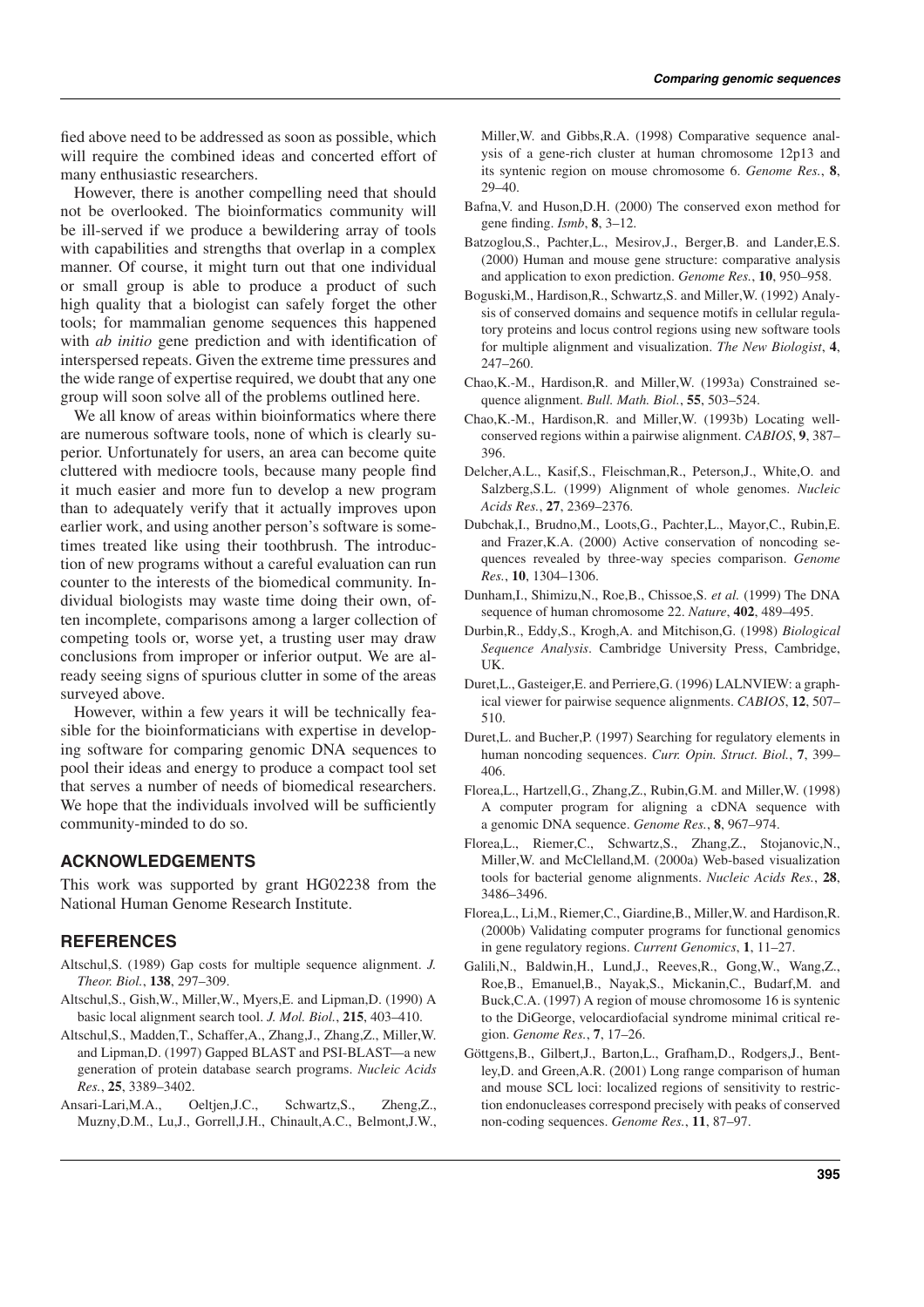fied above need to be addressed as soon as possible, which will require the combined ideas and concerted effort of many enthusiastic researchers.

However, there is another compelling need that should not be overlooked. The bioinformatics community will be ill-served if we produce a bewildering array of tools with capabilities and strengths that overlap in a complex manner. Of course, it might turn out that one individual or small group is able to produce a product of such high quality that a biologist can safely forget the other tools; for mammalian genome sequences this happened with *ab initio* gene prediction and with identification of interspersed repeats. Given the extreme time pressures and the wide range of expertise required, we doubt that any one group will soon solve all of the problems outlined here.

We all know of areas within bioinformatics where there are numerous software tools, none of which is clearly superior. Unfortunately for users, an area can become quite cluttered with mediocre tools, because many people find it much easier and more fun to develop a new program than to adequately verify that it actually improves upon earlier work, and using another person's software is sometimes treated like using their toothbrush. The introduction of new programs without a careful evaluation can run counter to the interests of the biomedical community. Individual biologists may waste time doing their own, often incomplete, comparisons among a larger collection of competing tools or, worse yet, a trusting user may draw conclusions from improper or inferior output. We are already seeing signs of spurious clutter in some of the areas surveyed above.

However, within a few years it will be technically feasible for the bioinformaticians with expertise in developing software for comparing genomic DNA sequences to pool their ideas and energy to produce a compact tool set that serves a number of needs of biomedical researchers. We hope that the individuals involved will be sufficiently community-minded to do so.

## ACKNOWLEDGEMENTS

This work was supported by grant HG02238 from the National Human Genome Research Institute.

## REFERENCES

Altschul,S. (1989) Gap costs for multiple sequence alignment. *J. Theor. Biol.*, **138**, 297–309.

Altschul,S., Gish,W., Miller,W., Myers,E. and Lipman,D. (1990) A basic local alignment search tool. *J. Mol. Biol.*, **215**, 403–410.

Altschul,S., Madden,T., Schaffer,A., Zhang,J., Zhang,Z., Miller,W. and Lipman,D. (1997) Gapped BLAST and PSI-BLAST—a new generation of protein database search programs. *Nucleic Acids Res.*, **25**, 3389–3402.

Ansari-Lari,M.A., Oeltjen,J.C., Schwartz,S., Zheng,Z., Muzny,D.M., Lu,J., Gorrell,J.H., Chinault,A.C., Belmont,J.W., Miller,W. and Gibbs,R.A. (1998) Comparative sequence analysis of a gene-rich cluster at human chromosome 12p13 and its syntenic region on mouse chromosome 6. *Genome Res.*, **8**, 29–40.

Bafna,V. and Huson,D.H. (2000) The conserved exon method for gene finding. *Ismb*, **8**, 3–12.

Batzoglou,S., Pachter,L., Mesirov,J., Berger,B. and Lander,E.S. (2000) Human and mouse gene structure: comparative analysis and application to exon prediction. *Genome Res.*, **10**, 950–958.

Boguski,M., Hardison,R., Schwartz,S. and Miller,W. (1992) Analysis of conserved domains and sequence motifs in cellular regulatory proteins and locus control regions using new software tools for multiple alignment and visualization. *The New Biologist*, **4**, 247–260.

Chao,K.-M., Hardison,R. and Miller,W. (1993a) Constrained sequence alignment. *Bull. Math. Biol.*, **55**, 503–524.

Chao,K.-M., Hardison,R. and Miller,W. (1993b) Locating well-conserved regions within a pairwise alignment. *CABIOS*, **9**, 387–396.

Delcher,A.L., Kasif,S., Fleischman,R., Peterson,J., White,O. and Salzberg,S.L. (1999) Alignment of whole genomes. *Nucleic Acids Res.*, **27**, 2369–2376.

Dubchak,I., Brudno,M., Loots,G., Pachter,L., Mayor,C., Rubin,E. and Frazer,K.A. (2000) Active conservation of noncoding sequences revealed by three-way species comparison. *Genome Res.*, **10**, 1304–1306.

Dunham,I., Shimizu,N., Roe,B., Chissoe,S. *et al.* (1999) The DNA sequence of human chromosome 22. *Nature*, **402**, 489–495.

Durbin,R., Eddy,S., Krogh,A. and Mitchison,G. (1998) *Biological Sequence Analysis*. Cambridge University Press, Cambridge, UK.

Duret,L., Gasteiger,E. and Perriere,G. (1996) LALNVIEW: a graphical viewer for pairwise sequence alignments. *CABIOS*, **12**, 507–510.

Duret,L. and Bucher,P. (1997) Searching for regulatory elements in human noncoding sequences. *Curr. Opin. Struct. Biol.*, **7**, 399–406.

Florea,L., Hartzell,G., Zhang,Z., Rubin,G.M. and Miller,W. (1998) A computer program for aligning a cDNA sequence with a genomic DNA sequence. *Genome Res.*, **8**, 967–974.

Florea,L., Riemer,C., Schwartz,S., Zhang,Z., Stojanovic,N., Miller,W. and McClelland,M. (2000a) Web-based visualization tools for bacterial genome alignments. *Nucleic Acids Res.*, **28**, 3486–3496.

Florea,L., Li,M., Riemer,C., Giardine,B., Miller,W. and Hardison,R. (2000b) Validating computer programs for functional genomics in gene regulatory regions. *Current Genomics*, **1**, 11–27.

Galili,N., Baldwin,H., Lund,J., Reeves,R., Gong,W., Wang,Z., Roe,B., Emanuel,B., Nayak,S., Mickanin,C., Budarf,M. and Buck,C.A. (1997) A region of mouse chromosome 16 is syntenic to the DiGeorge, velocardiofacial syndrome minimal critical region. *Genome Res.*, **7**, 17–26.

Göttgens,B., Gilbert,J., Barton,L., Grafham,D., Rodgers,J., Bentley,D. and Green,A.R. (2001) Long range comparison of human and mouse SCL loci: localized regions of sensitivity to restriction endonucleases correspond precisely with peaks of conserved non-coding sequences. *Genome Res.*, **11**, 87–97.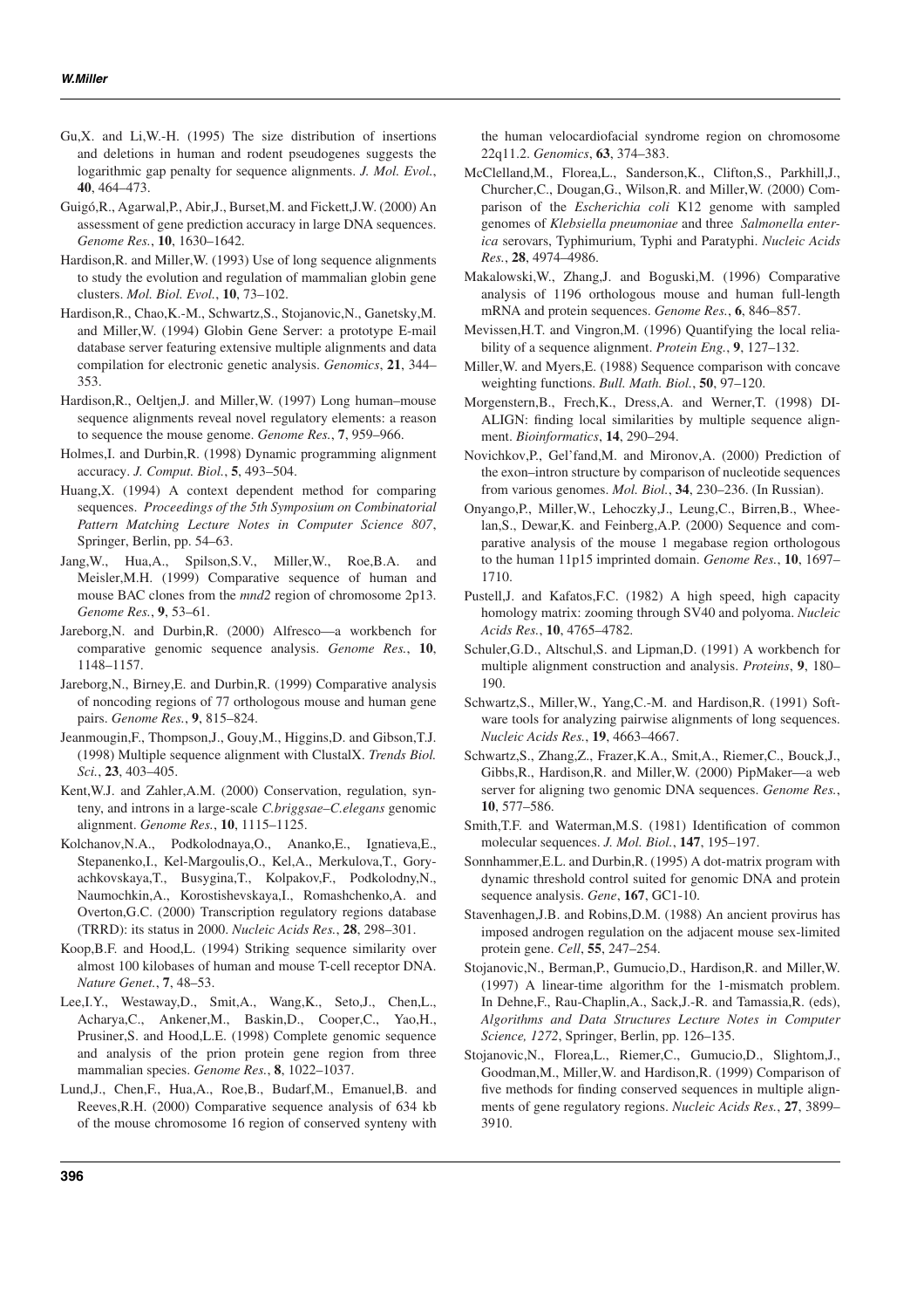Gu,X. and Li,W.-H. (1995) The size distribution of insertions and deletions in human and rodent pseudogenes suggests the logarithmic gap penalty for sequence alignments. *J. Mol. Evol.*, **40**, 464–473.

Guigó,R., Agarwal,P., Abir,J., Burset,M. and Fickett,J.W. (2000) An assessment of gene prediction accuracy in large DNA sequences. *Genome Res.*, **10**, 1630–1642.

Hardison,R. and Miller,W. (1993) Use of long sequence alignments to study the evolution and regulation of mammalian globin gene clusters. *Mol. Biol. Evol.*, **10**, 73–102.

Hardison,R., Chao,K.-M., Schwartz,S., Stojanovic,N., Ganetsky,M. and Miller,W. (1994) Globin Gene Server: a prototype E-mail database server featuring extensive multiple alignments and data compilation for electronic genetic analysis. *Genomics*, **21**, 344–353.

Hardison,R., Oeltjen,J. and Miller,W. (1997) Long human–mouse sequence alignments reveal novel regulatory elements: a reason to sequence the mouse genome. *Genome Res.*, **7**, 959–966.

Holmes,I. and Durbin,R. (1998) Dynamic programming alignment accuracy. *J. Comput. Biol.*, **5**, 493–504.

Huang,X. (1994) A context dependent method for comparing sequences. *Proceedings of the 5th Symposium on Combinatorial Pattern Matching Lecture Notes in Computer Science 807*, Springer, Berlin, pp. 54–63.

Jang,W., Hua,A., Spilson,S.V., Miller,W., Roe,B.A. and Meisler,M.H. (1999) Comparative sequence of human and mouse BAC clones from the *mnd2* region of chromosome 2p13. *Genome Res.*, **9**, 53–61.

Jareborg,N. and Durbin,R. (2000) Alfresco—a workbench for comparative genomic sequence analysis. *Genome Res.*, **10**, 1148–1157.

Jareborg,N., Birney,E. and Durbin,R. (1999) Comparative analysis of noncoding regions of 77 orthologous mouse and human gene pairs. *Genome Res.*, **9**, 815–824.

Jeanmougin,F., Thompson,J., Gouy,M., Higgins,D. and Gibson,T.J. (1998) Multiple sequence alignment with ClustalX. *Trends Biol. Sci.*, **23**, 403–405.

Kent,W.J. and Zahler,A.M. (2000) Conservation, regulation, synteny, and introns in a large-scale *C.briggsae–C.elegans* genomic alignment. *Genome Res.*, **10**, 1115–1125.

Kolchanov,N.A., Podkolodnaya,O., Ananko,E., Ignatieva,E., Stepanenko,I., Kel-Margoulis,O., Kel,A., Merkulova,T., Goryachkovskaya,T., Busygina,T., Kolpakov,F., Podkolodny,N., Naumochkin,A., Korostishevskaya,I., Romashchenko,A. and Overton,G.C. (2000) Transcription regulatory regions database (TRRD): its status in 2000. *Nucleic Acids Res.*, **28**, 298–301.

Koop,B.F. and Hood,L. (1994) Striking sequence similarity over almost 100 kilobases of human and mouse T-cell receptor DNA. *Nature Genet.*, **7**, 48–53.

Lee,I.Y., Westaway,D., Smit,A., Wang,K., Seto,J., Chen,L., Acharya,C., Ankener,M., Baskin,D., Cooper,C., Yao,H., Prusiner,S. and Hood,L.E. (1998) Complete genomic sequence and analysis of the prion protein gene region from three mammalian species. *Genome Res.*, **8**, 1022–1037.

Lund,J., Chen,F., Hua,A., Roe,B., Budarf,M., Emanuel,B. and Reeves,R.H. (2000) Comparative sequence analysis of 634 kb of the mouse chromosome 16 region of conserved synteny with the human velocardiofacial syndrome region on chromosome 22q11.2. *Genomics*, **63**, 374–383.

McClelland,M., Florea,L., Sanderson,K., Clifton,S., Parkhill,J., Churcher,C., Dougan,G., Wilson,R. and Miller,W. (2000) Comparison of the *Escherichia coli* K12 genome with sampled genomes of *Klebsiella pneumoniae* and three *Salmonella enterica* serovars, Typhimurium, Typhi and Paratyphi. *Nucleic Acids Res.*, **28**, 4974–4986.

Makalowski,W., Zhang,J. and Boguski,M. (1996) Comparative analysis of 1196 orthologous mouse and human full-length mRNA and protein sequences. *Genome Res.*, **6**, 846–857.

Mevissen,H.T. and Vingron,M. (1996) Quantifying the local reliability of a sequence alignment. *Protein Eng.*, **9**, 127–132.

Miller,W. and Myers,E. (1988) Sequence comparison with concave weighting functions. *Bull. Math. Biol.*, **50**, 97–120.

Morgenstern,B., Frech,K., Dress,A. and Werner,T. (1998) DIALIGN: finding local similarities by multiple sequence alignment. *Bioinformatics*, **14**, 290–294.

Novichkov,P., Gel'fand,M. and Mironov,A. (2000) Prediction of the exon–intron structure by comparison of nucleotide sequences from various genomes. *Mol. Biol.*, **34**, 230–236. (In Russian).

Onyango,P., Miller,W., Lehoczky,J., Leung,C., Birren,B., Wheelan,S., Dewar,K. and Feinberg,A.P. (2000) Sequence and comparative analysis of the mouse 1 megabase region orthologous to the human 11p15 imprinted domain. *Genome Res.*, **10**, 1697–1710.

Pustell,J. and Kafatos,F.C. (1982) A high speed, high capacity homology matrix: zooming through SV40 and polyoma. *Nucleic Acids Res.*, **10**, 4765–4782.

Schuler,G.D., Altschul,S. and Lipman,D. (1991) A workbench for multiple alignment construction and analysis. *Proteins*, **9**, 180–190.

Schwartz,S., Miller,W., Yang,C.-M. and Hardison,R. (1991) Software tools for analyzing pairwise alignments of long sequences. *Nucleic Acids Res.*, **19**, 4663–4667.

Schwartz,S., Zhang,Z., Frazer,K.A., Smit,A., Riemer,C., Bouck,J., Gibbs,R., Hardison,R. and Miller,W. (2000) PipMaker—a web server for aligning two genomic DNA sequences. *Genome Res.*, **10**, 577–586.

Smith,T.F. and Waterman,M.S. (1981) Identification of common molecular sequences. *J. Mol. Biol.*, **147**, 195–197.

Sonnhammer,E.L. and Durbin,R. (1995) A dot-matrix program with dynamic threshold control suited for genomic DNA and protein sequence analysis. *Gene*, **167**, GC1-10.

Stavenhagen,J.B. and Robins,D.M. (1988) An ancient provirus has imposed androgen regulation on the adjacent mouse sex-limited protein gene. *Cell*, **55**, 247–254.

Stojanovic,N., Berman,P., Gumucio,D., Hardison,R. and Miller,W. (1997) A linear-time algorithm for the 1-mismatch problem. In Dehne,F., Rau-Chaplin,A., Sack,J.-R. and Tamassia,R. (eds), *Algorithms and Data Structures Lecture Notes in Computer Science, 1272*, Springer, Berlin, pp. 126–135.

Stojanovic,N., Florea,L., Riemer,C., Gumucio,D., Slightom,J., Goodman,M., Miller,W. and Hardison,R. (1999) Comparison of five methods for finding conserved sequences in multiple alignments of gene regulatory regions. *Nucleic Acids Res.*, **27**, 3899–3910.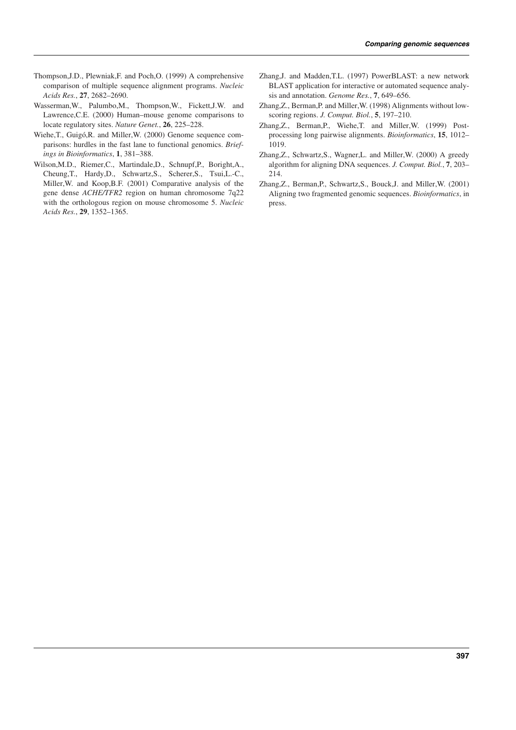Thompson,J.D., Plewniak,F. and Poch,O. (1999) A comprehensive comparison of multiple sequence alignment programs. *Nucleic Acids Res.*, **27**, 2682–2690.

Wasserman,W., Palumbo,M., Thompson,W., Fickett,J.W. and Lawrence,C.E. (2000) Human–mouse genome comparisons to locate regulatory sites. *Nature Genet.*, **26**, 225–228.

Wiehe,T., Guigó,R. and Miller,W. (2000) Genome sequence comparisons: hurdles in the fast lane to functional genomics. *Briefings in Bioinformatics*, **1**, 381–388.

Wilson,M.D., Riemer,C., Martindale,D., Schnupf,P., Boright,A., Cheung,T., Hardy,D., Schwartz,S., Scherer,S., Tsui,L.-C., Miller,W. and Koop,B.F. (2001) Comparative analysis of the gene dense *ACHE/TFR2* region on human chromosome 7q22 with the orthologous region on mouse chromosome 5. *Nucleic Acids Res.*, **29**, 1352–1365.

Zhang,J. and Madden,T.L. (1997) PowerBLAST: a new network BLAST application for interactive or automated sequence analysis and annotation. *Genome Res.*, **7**, 649–656.

Zhang,Z., Berman,P. and Miller,W. (1998) Alignments without low-scoring regions. *J. Comput. Biol.*, **5**, 197–210.

Zhang,Z., Berman,P., Wiehe,T. and Miller,W. (1999) Post-processing long pairwise alignments. *Bioinformatics*, **15**, 1012–1019.

Zhang,Z., Schwartz,S., Wagner,L. and Miller,W. (2000) A greedy algorithm for aligning DNA sequences. *J. Comput. Biol.*, **7**, 203–214.

Zhang,Z., Berman,P., Schwartz,S., Bouck,J. and Miller,W. (2001) Aligning two fragmented genomic sequences. *Bioinformatics*, in press.